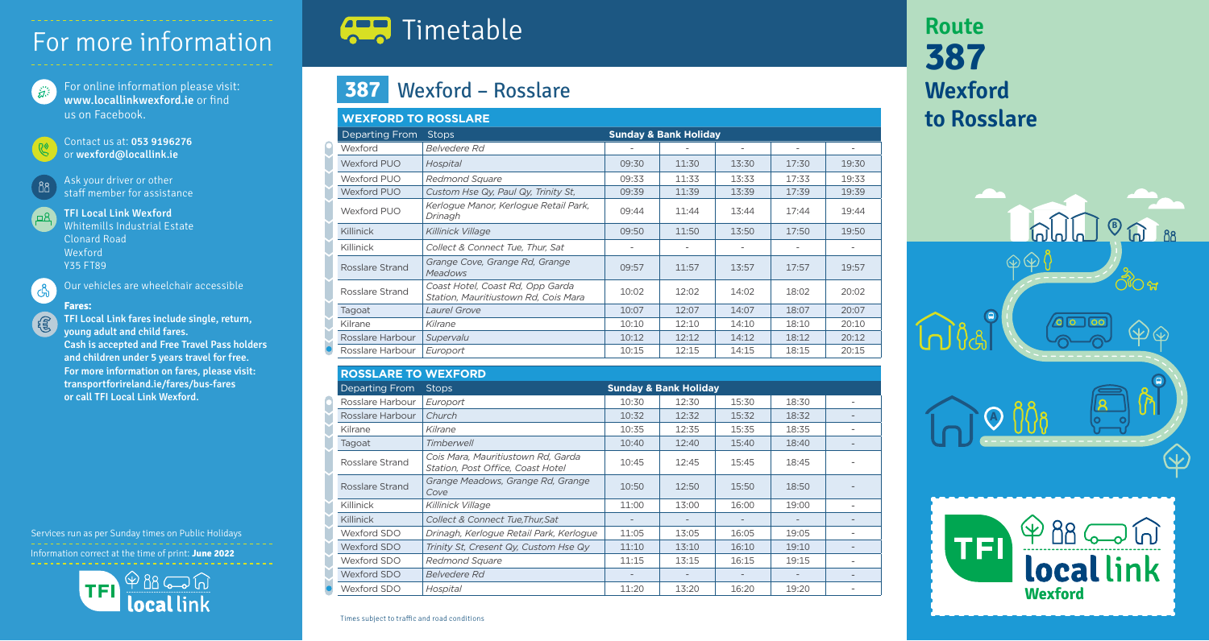# For more information

For online information please visit: **www.locallinkwexford.ie** or find us on Facebook.

Contact us at: **053 9196276** or **wexford@locallink.ie**

Ask your driver or other staff member for assistance

**TFI Local Link Wexford**
Whitemills Industrial Estate
Clonard Road
Wexford
Y35 FT89

Our vehicles are wheelchair accessible

**Fares:**
**TFI Local Link fares include single, return, young adult and child fares.**
**Cash is accepted and Free Travel Pass holders and children under 5 years travel for free.**
**For more information on fares, please visit: transportforireland.ie/fares/bus-fares or call TFI Local Link Wexford.**

Services run as per Sunday times on Public Holidays

Information correct at the time of print: **June 2022**

# Timetable

## 387 Wexford – Rosslare

### WEXFORD TO ROSSLARE

| Departing From | Stops | Sunday & Bank Holiday | | | | |
|---|---|---|---|---|---|---|
| Wexford | *Belvedere Rd* | - | - | - | - | - |
| Wexford PUO | *Hospital* | 09:30 | 11:30 | 13:30 | 17:30 | 19:30 |
| Wexford PUO | *Redmond Square* | 09:33 | 11:33 | 13:33 | 17:33 | 19:33 |
| Wexford PUO | *Custom Hse Qy, Paul Qy, Trinity St,* | 09:39 | 11:39 | 13:39 | 17:39 | 19:39 |
| Wexford PUO | *Kerlogue Manor, Kerlogue Retail Park, Drinagh* | 09:44 | 11:44 | 13:44 | 17:44 | 19:44 |
| Killinick | *Killinick Village* | 09:50 | 11:50 | 13:50 | 17:50 | 19:50 |
| Killinick | *Collect & Connect Tue, Thur, Sat* | - | - | - | - | - |
| Rosslare Strand | *Grange Cove, Grange Rd, Grange Meadows* | 09:57 | 11:57 | 13:57 | 17:57 | 19:57 |
| Rosslare Strand | *Coast Hotel, Coast Rd, Opp Garda Station, Mauritiustown Rd, Cois Mara* | 10:02 | 12:02 | 14:02 | 18:02 | 20:02 |
| Tagoat | *Laurel Grove* | 10:07 | 12:07 | 14:07 | 18:07 | 20:07 |
| Kilrane | *Kilrane* | 10:10 | 12:10 | 14:10 | 18:10 | 20:10 |
| Rosslare Harbour | *Supervalu* | 10:12 | 12:12 | 14:12 | 18:12 | 20:12 |
| Rosslare Harbour | *Europort* | 10:15 | 12:15 | 14:15 | 18:15 | 20:15 |

### ROSSLARE TO WEXFORD

| Departing From | Stops | Sunday & Bank Holiday | | | | |
|---|---|---|---|---|---|---|
| Rosslare Harbour | *Europort* | 10:30 | 12:30 | 15:30 | 18:30 | - |
| Rosslare Harbour | *Church* | 10:32 | 12:32 | 15:32 | 18:32 | - |
| Kilrane | *Kilrane* | 10:35 | 12:35 | 15:35 | 18:35 | - |
| Tagoat | *Timberwell* | 10:40 | 12:40 | 15:40 | 18:40 | - |
| Rosslare Strand | *Cois Mara, Mauritiustown Rd, Garda Station, Post Office, Coast Hotel* | 10:45 | 12:45 | 15:45 | 18:45 | - |
| Rosslare Strand | *Grange Meadows, Grange Rd, Grange Cove* | 10:50 | 12:50 | 15:50 | 18:50 | - |
| Killinick | *Killinick Village* | 11:00 | 13:00 | 16:00 | 19:00 | - |
| Killinick | *Collect & Connect Tue,Thur,Sat* | - | - | - | - | - |
| Wexford SDO | *Drinagh, Kerlogue Retail Park, Kerlogue* | 11:05 | 13:05 | 16:05 | 19:05 | - |
| Wexford SDO | *Trinity St, Cresent Qy, Custom Hse Qy* | 11:10 | 13:10 | 16:10 | 19:10 | - |
| Wexford SDO | *Redmond Square* | 11:15 | 13:15 | 16:15 | 19:15 | - |
| Wexford SDO | *Belvedere Rd* | - | - | - | - | - |
| Wexford SDO | *Hospital* | 11:20 | 13:20 | 16:20 | 19:20 | - |

Times subject to traffic and road conditions

# Route 387 Wexford to Rosslare

TFI local link Wexford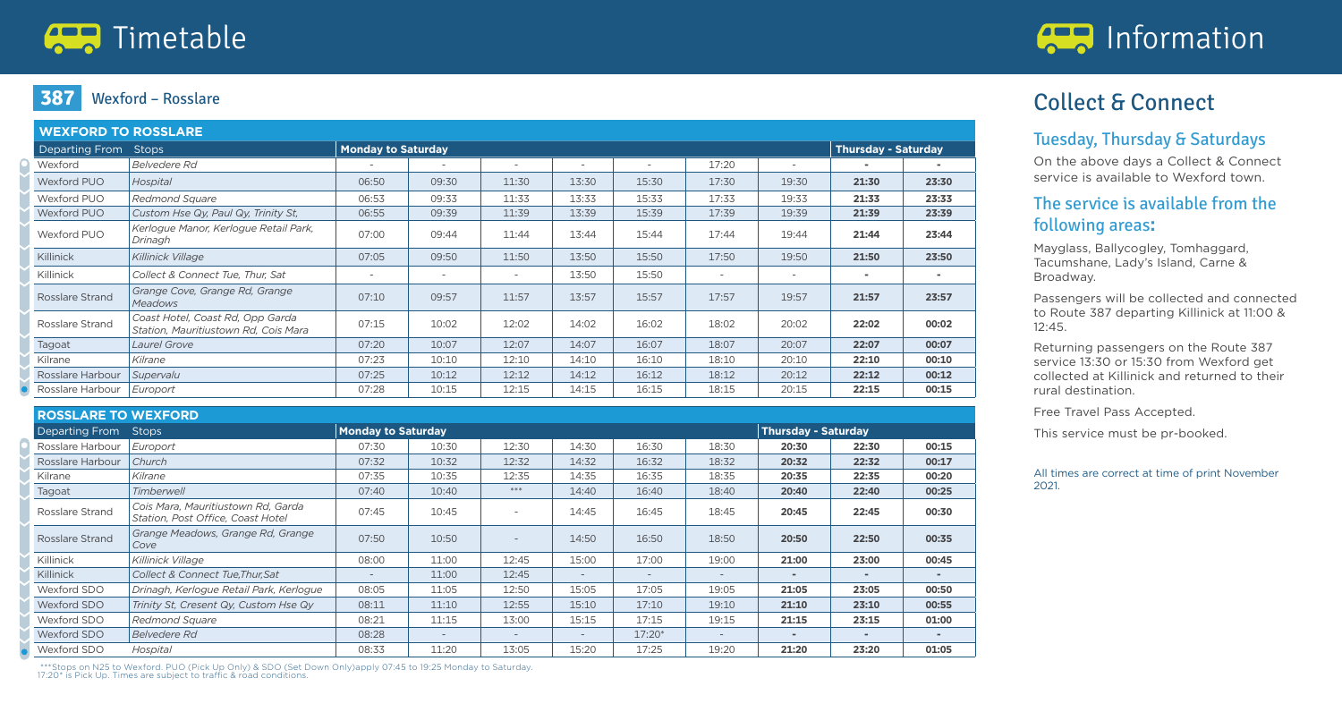# Timetable

## 387 Wexford – Rosslare

### WEXFORD TO ROSSLARE

| Departing From | Stops | Monday to Saturday | | | | | | | Thursday - Saturday | |
|---|---|---|---|---|---|---|---|---|---|---|
| Wexford | *Belvedere Rd* | - | - | - | - | - | 17:20 | - | **-** | **-** |
| Wexford PUO | *Hospital* | 06:50 | 09:30 | 11:30 | 13:30 | 15:30 | 17:30 | 19:30 | **21:30** | **23:30** |
| Wexford PUO | *Redmond Square* | 06:53 | 09:33 | 11:33 | 13:33 | 15:33 | 17:33 | 19:33 | **21:33** | **23:33** |
| Wexford PUO | *Custom Hse Qy, Paul Qy, Trinity St,* | 06:55 | 09:39 | 11:39 | 13:39 | 15:39 | 17:39 | 19:39 | **21:39** | **23:39** |
| Wexford PUO | *Kerlogue Manor, Kerlogue Retail Park, Drinagh* | 07:00 | 09:44 | 11:44 | 13:44 | 15:44 | 17:44 | 19:44 | **21:44** | **23:44** |
| Killinick | *Killinick Village* | 07:05 | 09:50 | 11:50 | 13:50 | 15:50 | 17:50 | 19:50 | **21:50** | **23:50** |
| Killinick | *Collect & Connect Tue, Thur, Sat* | - | - | - | 13:50 | 15:50 | - | - | **-** | **-** |
| Rosslare Strand | *Grange Cove, Grange Rd, Grange Meadows* | 07:10 | 09:57 | 11:57 | 13:57 | 15:57 | 17:57 | 19:57 | **21:57** | **23:57** |
| Rosslare Strand | *Coast Hotel, Coast Rd, Opp Garda Station, Mauritiustown Rd, Cois Mara* | 07:15 | 10:02 | 12:02 | 14:02 | 16:02 | 18:02 | 20:02 | **22:02** | **00:02** |
| Tagoat | *Laurel Grove* | 07:20 | 10:07 | 12:07 | 14:07 | 16:07 | 18:07 | 20:07 | **22:07** | **00:07** |
| Kilrane | *Kilrane* | 07:23 | 10:10 | 12:10 | 14:10 | 16:10 | 18:10 | 20:10 | **22:10** | **00:10** |
| Rosslare Harbour | *Supervalu* | 07:25 | 10:12 | 12:12 | 14:12 | 16:12 | 18:12 | 20:12 | **22:12** | **00:12** |
| Rosslare Harbour | *Europort* | 07:28 | 10:15 | 12:15 | 14:15 | 16:15 | 18:15 | 20:15 | **22:15** | **00:15** |

### ROSSLARE TO WEXFORD

| Departing From | Stops | Monday to Saturday | | | | | | Thursday - Saturday | | |
|---|---|---|---|---|---|---|---|---|---|---|
| Rosslare Harbour | *Europort* | 07:30 | 10:30 | 12:30 | 14:30 | 16:30 | 18:30 | **20:30** | **22:30** | **00:15** |
| Rosslare Harbour | *Church* | 07:32 | 10:32 | 12:32 | 14:32 | 16:32 | 18:32 | **20:32** | **22:32** | **00:17** |
| Kilrane | *Kilrane* | 07:35 | 10:35 | 12:35 | 14:35 | 16:35 | 18:35 | **20:35** | **22:35** | **00:20** |
| Tagoat | *Timberwell* | 07:40 | 10:40 | *** | 14:40 | 16:40 | 18:40 | **20:40** | **22:40** | **00:25** |
| Rosslare Strand | *Cois Mara, Mauritiustown Rd, Garda Station, Post Office, Coast Hotel* | 07:45 | 10:45 | - | 14:45 | 16:45 | 18:45 | **20:45** | **22:45** | **00:30** |
| Rosslare Strand | *Grange Meadows, Grange Rd, Grange Cove* | 07:50 | 10:50 | - | 14:50 | 16:50 | 18:50 | **20:50** | **22:50** | **00:35** |
| Killinick | *Killinick Village* | 08:00 | 11:00 | 12:45 | 15:00 | 17:00 | 19:00 | **21:00** | **23:00** | **00:45** |
| Killinick | *Collect & Connect Tue,Thur,Sat* | - | 11:00 | 12:45 | - | - | - | **-** | **-** | **-** |
| Wexford SDO | *Drinagh, Kerlogue Retail Park, Kerlogue* | 08:05 | 11:05 | 12:50 | 15:05 | 17:05 | 19:05 | **21:05** | **23:05** | **00:50** |
| Wexford SDO | *Trinity St, Cresent Qy, Custom Hse Qy* | 08:11 | 11:10 | 12:55 | 15:10 | 17:10 | 19:10 | **21:10** | **23:10** | **00:55** |
| Wexford SDO | *Redmond Square* | 08:21 | 11:15 | 13:00 | 15:15 | 17:15 | 19:15 | **21:15** | **23:15** | **01:00** |
| Wexford SDO | *Belvedere Rd* | 08:28 | - | - | - | 17:20* | - | **-** | **-** | **-** |
| Wexford SDO | *Hospital* | 08:33 | 11:20 | 13:05 | 15:20 | 17:25 | 19:20 | **21:20** | **23:20** | **01:05** |

***Stops on N25 to Wexford. PUO (Pick Up Only) & SDO (Set Down Only)apply 07:45 to 19:25 Monday to Saturday.
17:20* is Pick Up. Times are subject to traffic & road conditions.

# Information

## Collect & Connect

### Tuesday, Thursday & Saturdays

On the above days a Collect & Connect service is available to Wexford town.

### The service is available from the following areas:

Mayglass, Ballycogley, Tomhaggard, Tacumshane, Lady's Island, Carne & Broadway.

Passengers will be collected and connected to Route 387 departing Killinick at 11:00 & 12:45.

Returning passengers on the Route 387 service 13:30 or 15:30 from Wexford get collected at Killinick and returned to their rural destination.

Free Travel Pass Accepted.

This service must be pr-booked.

All times are correct at time of print November 2021.